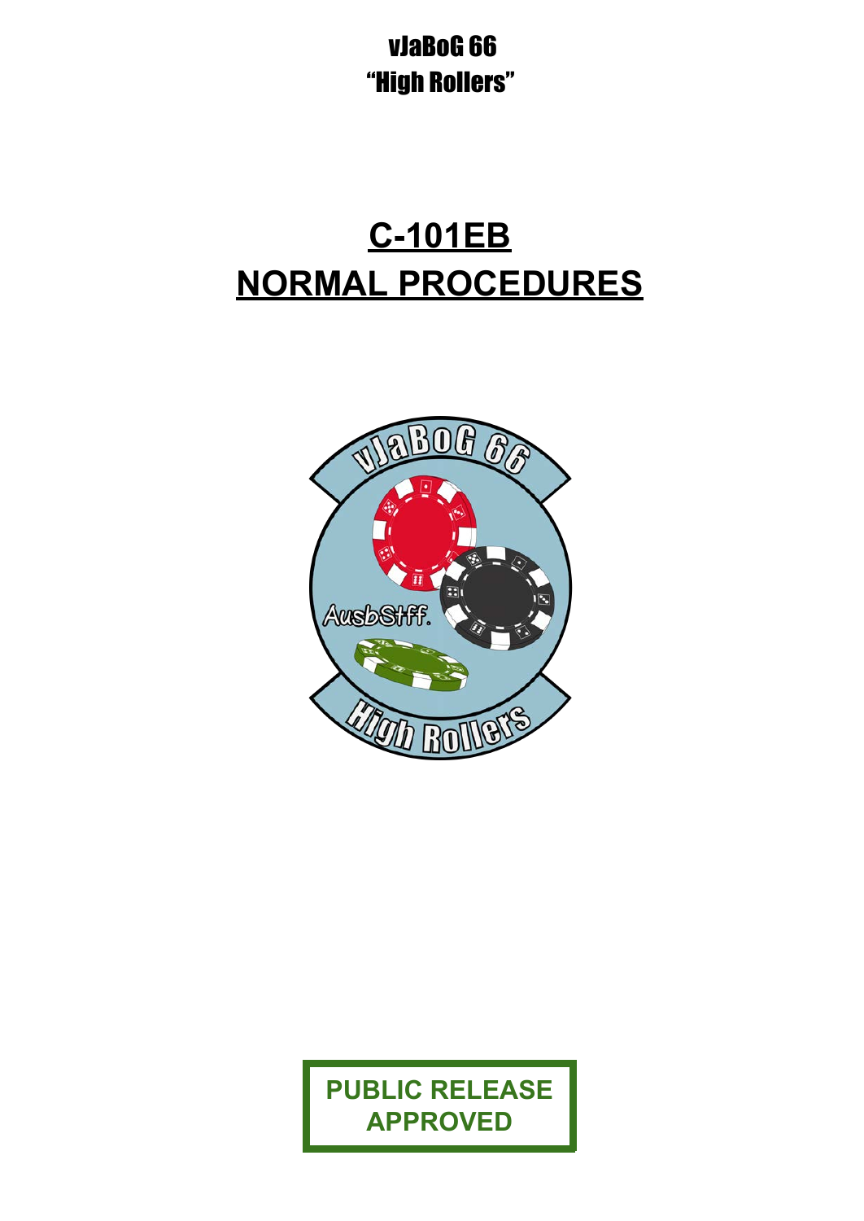vJaBoG 66
"High Rollers"

# C-101EB
# NORMAL PROCEDURES

PUBLIC RELEASE
APPROVED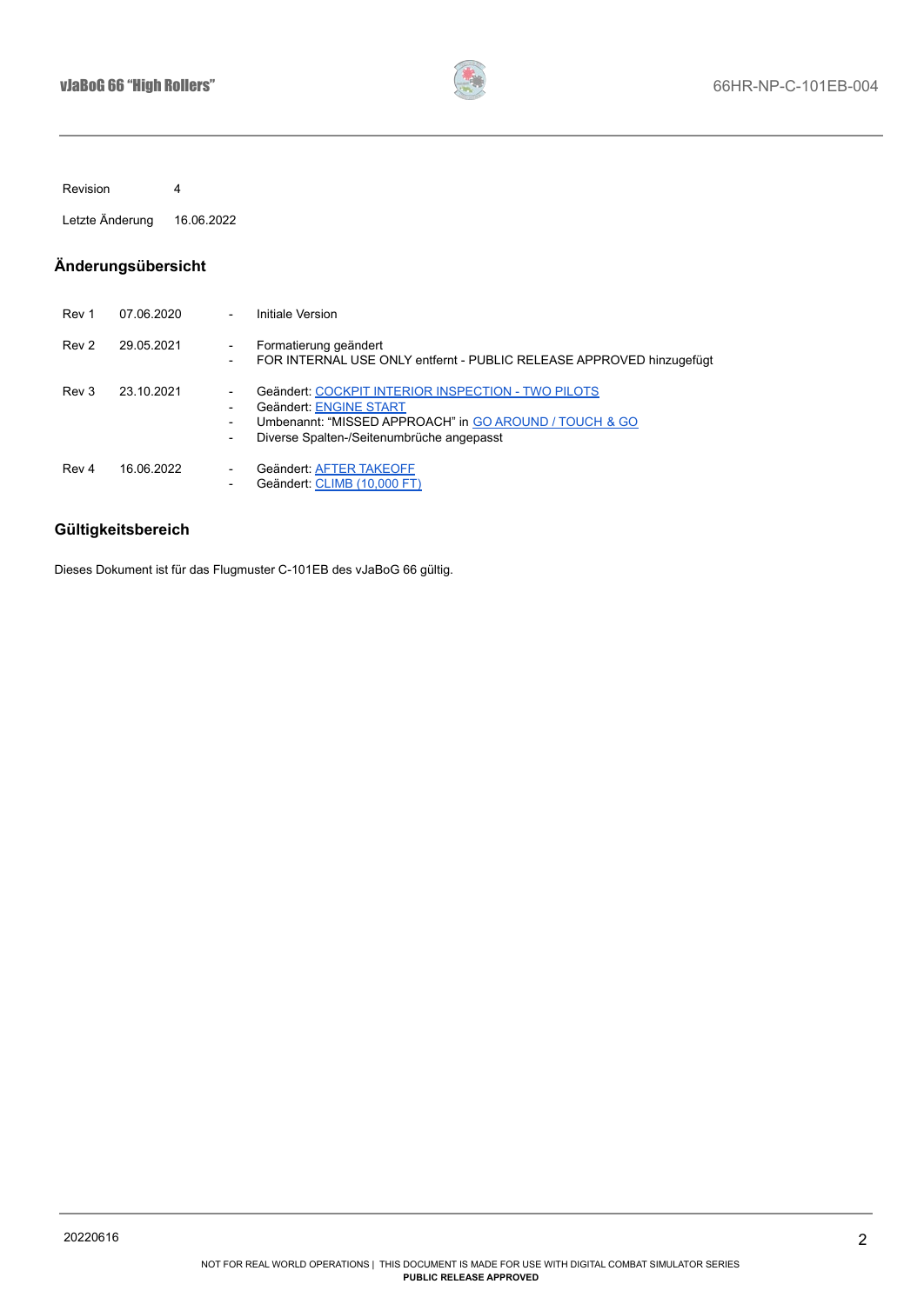| Revision | 4 |
|---|---|
| Letzte Änderung | 16.06.2022 |

## Änderungsübersicht

| | | |
|---|---|---|
| Rev 1 | 07.06.2020 | - Initiale Version |
| Rev 2 | 29.05.2021 | - Formatierung geändert<br>- FOR INTERNAL USE ONLY entfernt - PUBLIC RELEASE APPROVED hinzugefügt |
| Rev 3 | 23.10.2021 | - Geändert: COCKPIT INTERIOR INSPECTION - TWO PILOTS<br>- Geändert: ENGINE START<br>- Umbenannt: "MISSED APPROACH" in GO AROUND / TOUCH & GO<br>- Diverse Spalten-/Seitenumbrüche angepasst |
| Rev 4 | 16.06.2022 | - Geändert: AFTER TAKEOFF<br>- Geändert: CLIMB (10,000 FT) |

## Gültigkeitsbereich

Dieses Dokument ist für das Flugmuster C-101EB des vJaBoG 66 gültig.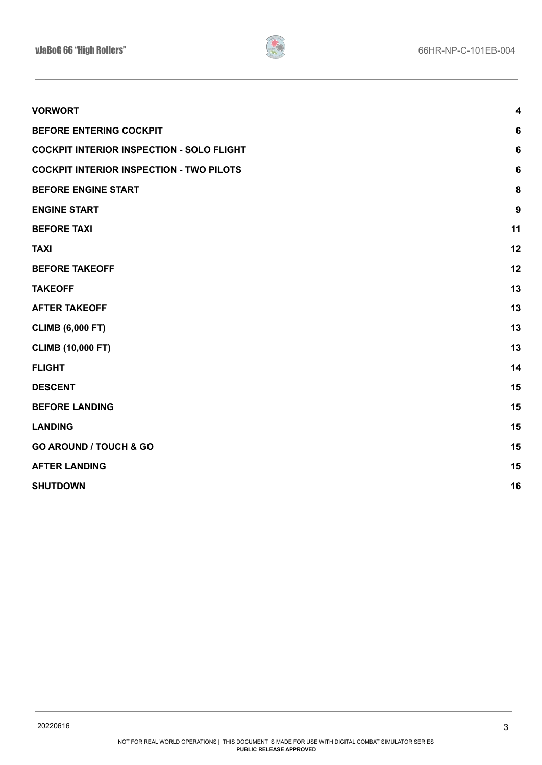| | |
|---|---|
| **VORWORT** | **4** |
| **BEFORE ENTERING COCKPIT** | **6** |
| **COCKPIT INTERIOR INSPECTION - SOLO FLIGHT** | **6** |
| **COCKPIT INTERIOR INSPECTION - TWO PILOTS** | **6** |
| **BEFORE ENGINE START** | **8** |
| **ENGINE START** | **9** |
| **BEFORE TAXI** | **11** |
| **TAXI** | **12** |
| **BEFORE TAKEOFF** | **12** |
| **TAKEOFF** | **13** |
| **AFTER TAKEOFF** | **13** |
| **CLIMB (6,000 FT)** | **13** |
| **CLIMB (10,000 FT)** | **13** |
| **FLIGHT** | **14** |
| **DESCENT** | **15** |
| **BEFORE LANDING** | **15** |
| **LANDING** | **15** |
| **GO AROUND / TOUCH & GO** | **15** |
| **AFTER LANDING** | **15** |
| **SHUTDOWN** | **16** |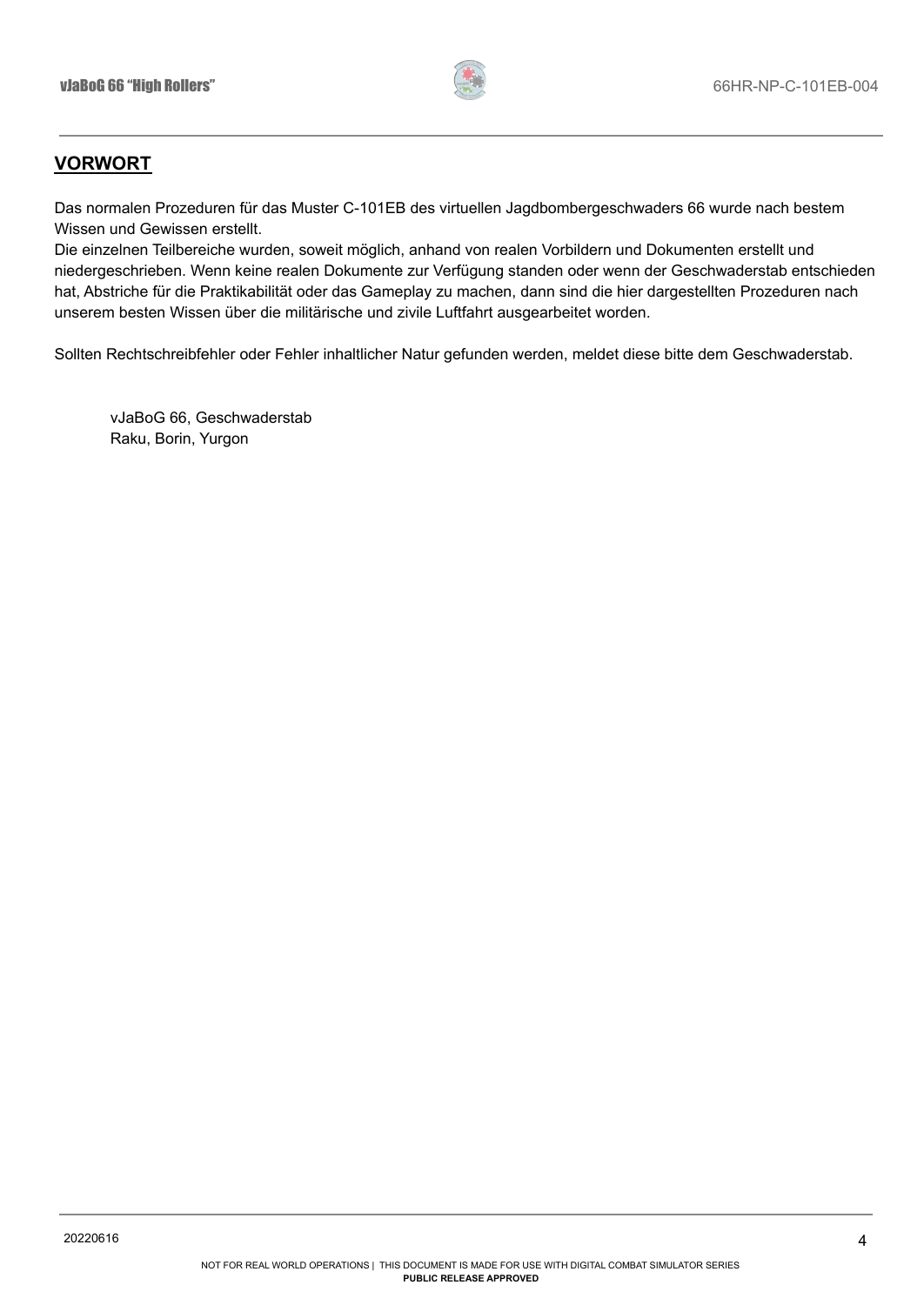## VORWORT

Das normalen Prozeduren für das Muster C-101EB des virtuellen Jagdbombergeschwaders 66 wurde nach bestem Wissen und Gewissen erstellt.
Die einzelnen Teilbereiche wurden, soweit möglich, anhand von realen Vorbildern und Dokumenten erstellt und niedergeschrieben. Wenn keine realen Dokumente zur Verfügung standen oder wenn der Geschwaderstab entschieden hat, Abstriche für die Praktikabilität oder das Gameplay zu machen, dann sind die hier dargestellten Prozeduren nach unserem besten Wissen über die militärische und zivile Luftfahrt ausgearbeitet worden.

Sollten Rechtschreibfehler oder Fehler inhaltlicher Natur gefunden werden, meldet diese bitte dem Geschwaderstab.

vJaBoG 66, Geschwaderstab
Raku, Borin, Yurgon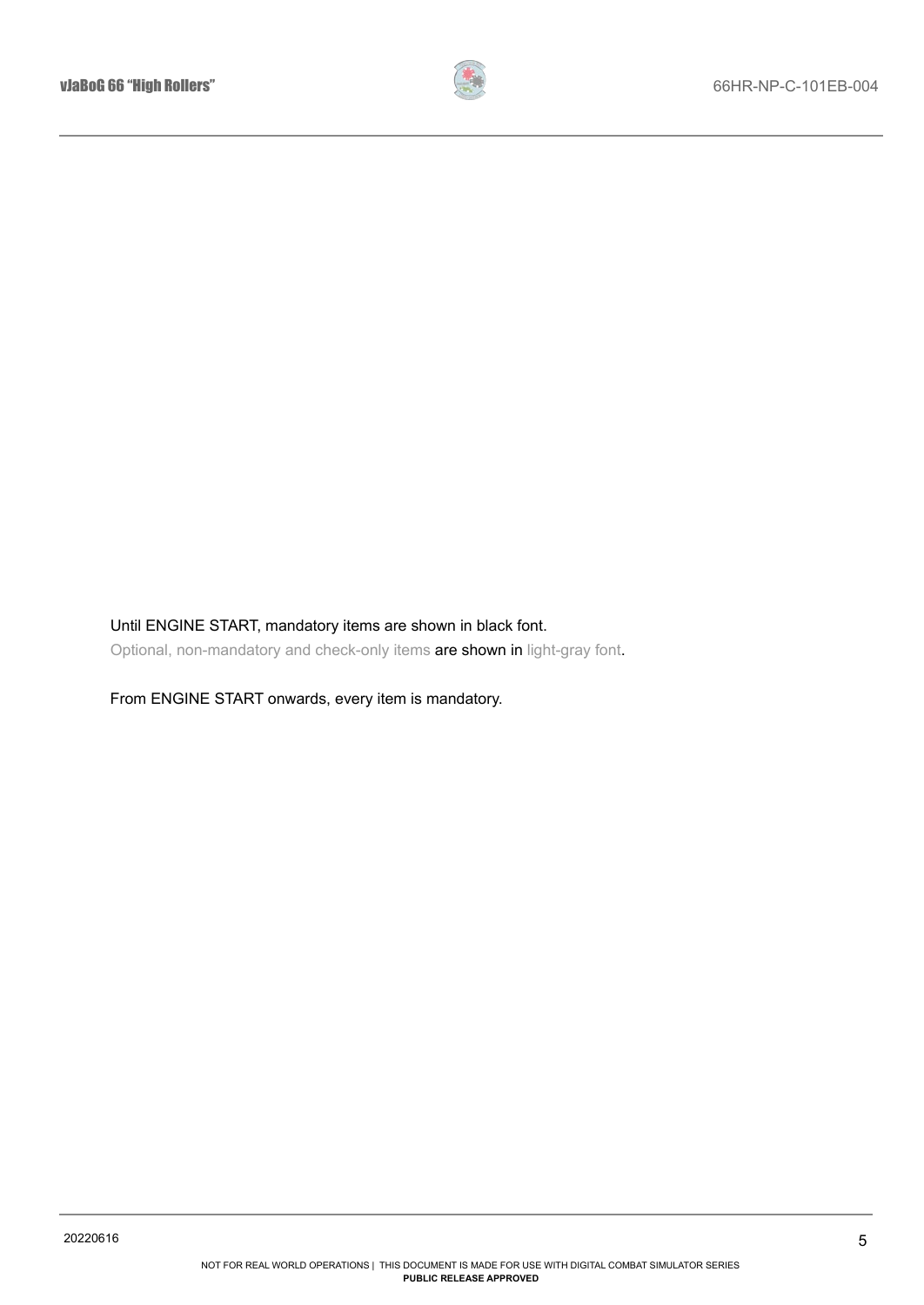Until ENGINE START, mandatory items are shown in black font.
Optional, non-mandatory and check-only items are shown in light-gray font.

From ENGINE START onwards, every item is mandatory.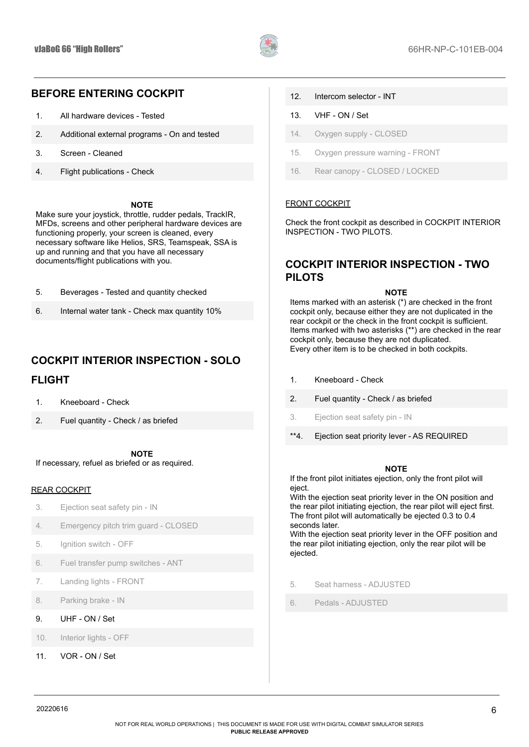## BEFORE ENTERING COCKPIT

1. All hardware devices - Tested
2. Additional external programs - On and tested
3. Screen - Cleaned
4. Flight publications - Check

**NOTE**

Make sure your joystick, throttle, rudder pedals, TrackIR, MFDs, screens and other peripheral hardware devices are functioning properly, your screen is cleaned, every necessary software like Helios, SRS, Teamspeak, SSA is up and running and that you have all necessary documents/flight publications with you.

5. Beverages - Tested and quantity checked
6. Internal water tank - Check max quantity 10%

## COCKPIT INTERIOR INSPECTION - SOLO FLIGHT

1. Kneeboard - Check
2. Fuel quantity - Check / as briefed

**NOTE**

If necessary, refuel as briefed or as required.

<u>REAR COCKPIT</u>

3. Ejection seat safety pin - IN
4. Emergency pitch trim guard - CLOSED
5. Ignition switch - OFF
6. Fuel transfer pump switches - ANT
7. Landing lights - FRONT
8. Parking brake - IN
9. UHF - ON / Set
10. Interior lights - OFF
11. VOR - ON / Set
12. Intercom selector - INT
13. VHF - ON / Set
14. Oxygen supply - CLOSED
15. Oxygen pressure warning - FRONT
16. Rear canopy - CLOSED / LOCKED

<u>FRONT COCKPIT</u>

Check the front cockpit as described in COCKPIT INTERIOR INSPECTION - TWO PILOTS.

## COCKPIT INTERIOR INSPECTION - TWO PILOTS

**NOTE**

Items marked with an asterisk (*) are checked in the front cockpit only, because either they are not duplicated in the rear cockpit or the check in the front cockpit is sufficient.
Items marked with two asterisks (**) are checked in the rear cockpit only, because they are not duplicated.
Every other item is to be checked in both cockpits.

1. Kneeboard - Check
2. Fuel quantity - Check / as briefed
3. Ejection seat safety pin - IN

**4. Ejection seat priority lever - AS REQUIRED

**NOTE**

If the front pilot initiates ejection, only the front pilot will eject.
With the ejection seat priority lever in the ON position and the rear pilot initiating ejection, the rear pilot will eject first. The front pilot will automatically be ejected 0.3 to 0.4 seconds later.
With the ejection seat priority lever in the OFF position and the rear pilot initiating ejection, only the rear pilot will be ejected.

5. Seat harness - ADJUSTED
6. Pedals - ADJUSTED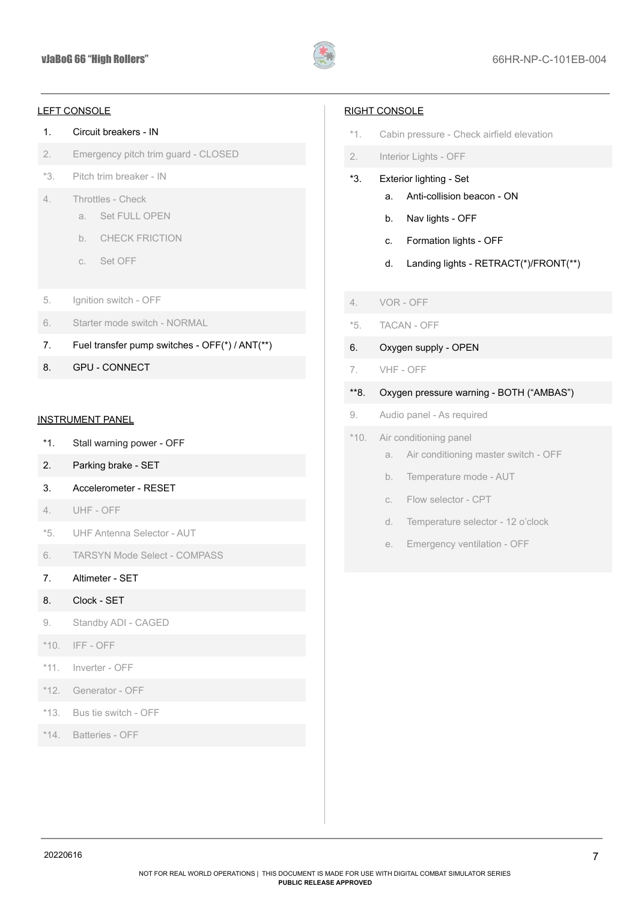LEFT CONSOLE

1. Circuit breakers - IN
2. Emergency pitch trim guard - CLOSED

*3. Pitch trim breaker - IN

4. Throttles - Check
   a. Set FULL OPEN
   b. CHECK FRICTION
   c. Set OFF
5. Ignition switch - OFF
6. Starter mode switch - NORMAL
7. Fuel transfer pump switches - OFF(*) / ANT(**)
8. GPU - CONNECT

INSTRUMENT PANEL

*1. Stall warning power - OFF

2. Parking brake - SET
3. Accelerometer - RESET
4. UHF - OFF

*5. UHF Antenna Selector - AUT

6. TARSYN Mode Select - COMPASS
7. Altimeter - SET
8. Clock - SET
9. Standby ADI - CAGED

*10. IFF - OFF

*11. Inverter - OFF

*12. Generator - OFF

*13. Bus tie switch - OFF

*14. Batteries - OFF

RIGHT CONSOLE

*1. Cabin pressure - Check airfield elevation

2. Interior Lights - OFF

*3. Exterior lighting - Set
   a. Anti-collision beacon - ON
   b. Nav lights - OFF
   c. Formation lights - OFF
   d. Landing lights - RETRACT(*)/FRONT(**)

4. VOR - OFF

*5. TACAN - OFF

6. Oxygen supply - OPEN
7. VHF - OFF

**8. Oxygen pressure warning - BOTH (“AMBAS”)

9. Audio panel - As required

*10. Air conditioning panel
   a. Air conditioning master switch - OFF
   b. Temperature mode - AUT
   c. Flow selector - CPT
   d. Temperature selector - 12 o’clock
   e. Emergency ventilation - OFF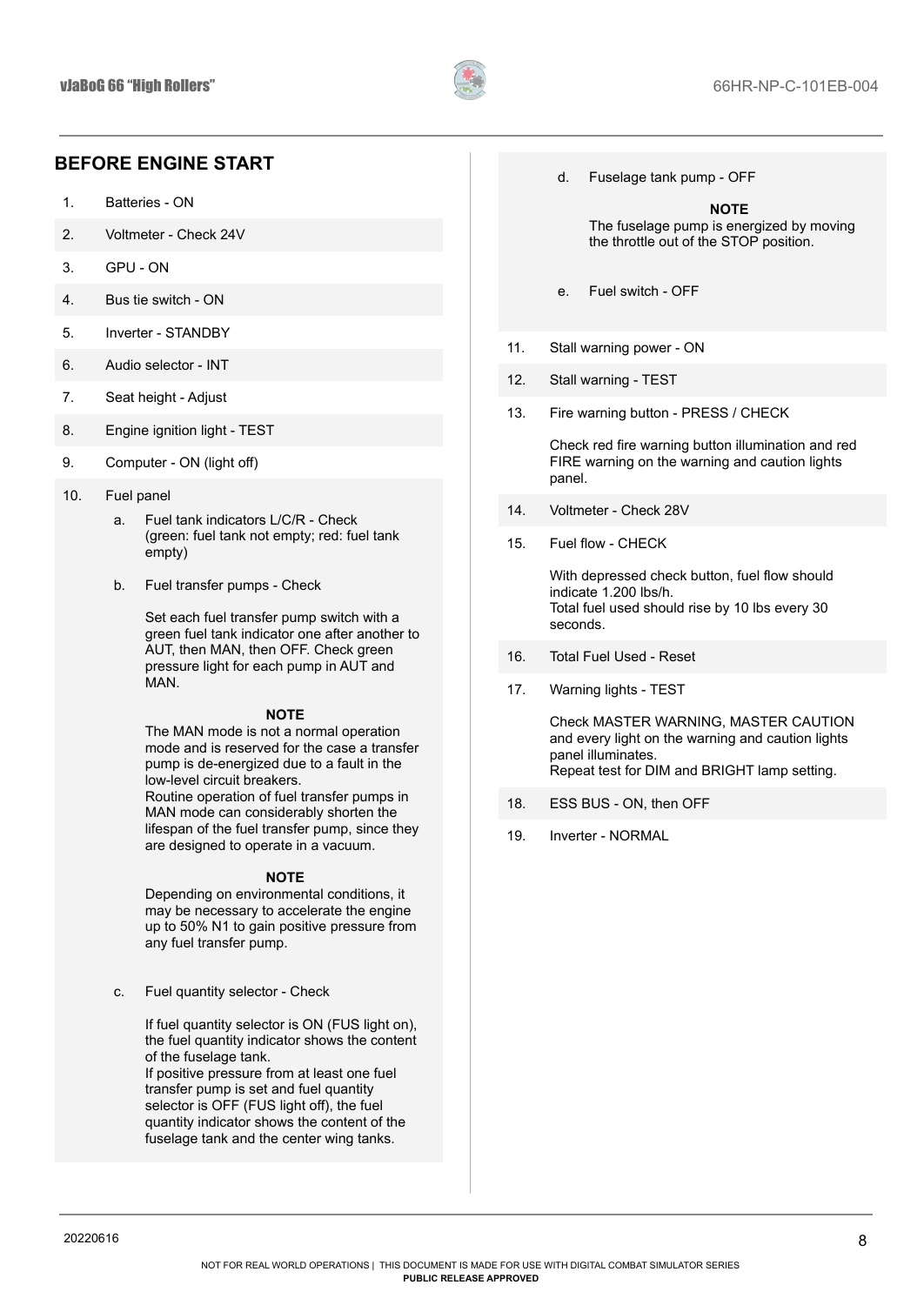## BEFORE ENGINE START

1. Batteries - ON
2. Voltmeter - Check 24V
3. GPU - ON
4. Bus tie switch - ON
5. Inverter - STANDBY
6. Audio selector - INT
7. Seat height - Adjust
8. Engine ignition light - TEST
9. Computer - ON (light off)
10. Fuel panel

    a. Fuel tank indicators L/C/R - Check (green: fuel tank not empty; red: fuel tank empty)

    b. Fuel transfer pumps - Check

    Set each fuel transfer pump switch with a green fuel tank indicator one after another to AUT, then MAN, then OFF. Check green pressure light for each pump in AUT and MAN.

    **NOTE**
    The MAN mode is not a normal operation mode and is reserved for the case a transfer pump is de-energized due to a fault in the low-level circuit breakers.
    Routine operation of fuel transfer pumps in MAN mode can considerably shorten the lifespan of the fuel transfer pump, since they are designed to operate in a vacuum.

    **NOTE**
    Depending on environmental conditions, it may be necessary to accelerate the engine up to 50% N1 to gain positive pressure from any fuel transfer pump.

    c. Fuel quantity selector - Check

    If fuel quantity selector is ON (FUS light on), the fuel quantity indicator shows the content of the fuselage tank.
    If positive pressure from at least one fuel transfer pump is set and fuel quantity selector is OFF (FUS light off), the fuel quantity indicator shows the content of the fuselage tank and the center wing tanks.

    d. Fuselage tank pump - OFF

    **NOTE**
    The fuselage pump is energized by moving the throttle out of the STOP position.

    e. Fuel switch - OFF

11. Stall warning power - ON
12. Stall warning - TEST
13. Fire warning button - PRESS / CHECK

    Check red fire warning button illumination and red FIRE warning on the warning and caution lights panel.

14. Voltmeter - Check 28V
15. Fuel flow - CHECK

    With depressed check button, fuel flow should indicate 1.200 lbs/h.
    Total fuel used should rise by 10 lbs every 30 seconds.

16. Total Fuel Used - Reset
17. Warning lights - TEST

    Check MASTER WARNING, MASTER CAUTION and every light on the warning and caution lights panel illuminates.
    Repeat test for DIM and BRIGHT lamp setting.

18. ESS BUS - ON, then OFF
19. Inverter - NORMAL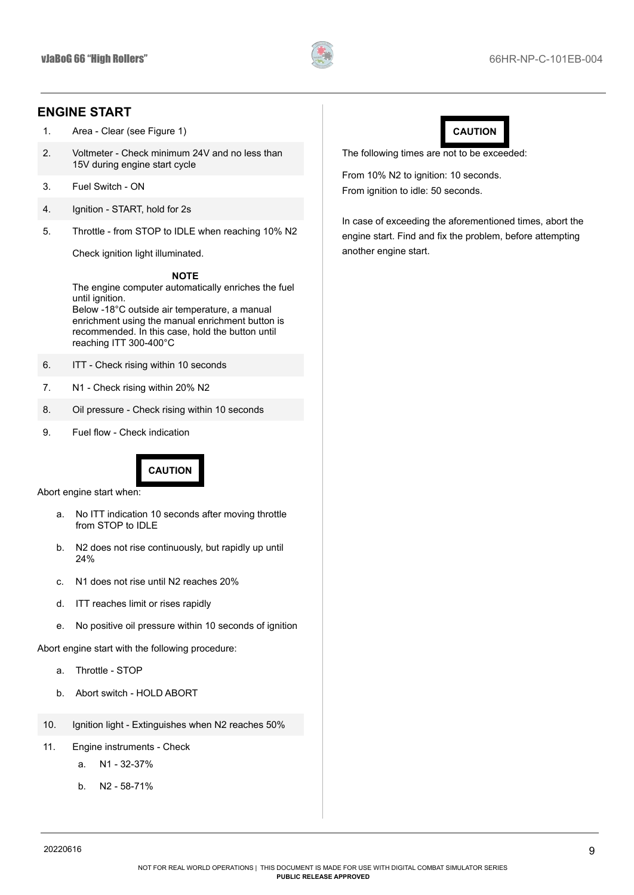## ENGINE START

1. Area - Clear (see Figure 1)
2. Voltmeter - Check minimum 24V and no less than 15V during engine start cycle
3. Fuel Switch - ON
4. Ignition - START, hold for 2s
5. Throttle - from STOP to IDLE when reaching 10% N2

   Check ignition light illuminated.

   **NOTE**

   The engine computer automatically enriches the fuel until ignition.
   Below -18°C outside air temperature, a manual enrichment using the manual enrichment button is recommended. In this case, hold the button until reaching ITT 300-400°C

6. ITT - Check rising within 10 seconds
7. N1 - Check rising within 20% N2
8. Oil pressure - Check rising within 10 seconds
9. Fuel flow - Check indication

**CAUTION**

Abort engine start when:

a. No ITT indication 10 seconds after moving throttle from STOP to IDLE
b. N2 does not rise continuously, but rapidly up until 24%
c. N1 does not rise until N2 reaches 20%
d. ITT reaches limit or rises rapidly
e. No positive oil pressure within 10 seconds of ignition

Abort engine start with the following procedure:

a. Throttle - STOP
b. Abort switch - HOLD ABORT

10. Ignition light - Extinguishes when N2 reaches 50%
11. Engine instruments - Check
    a. N1 - 32-37%
    b. N2 - 58-71%

**CAUTION**

The following times are not to be exceeded:

From 10% N2 to ignition: 10 seconds.
From ignition to idle: 50 seconds.

In case of exceeding the aforementioned times, abort the engine start. Find and fix the problem, before attempting another engine start.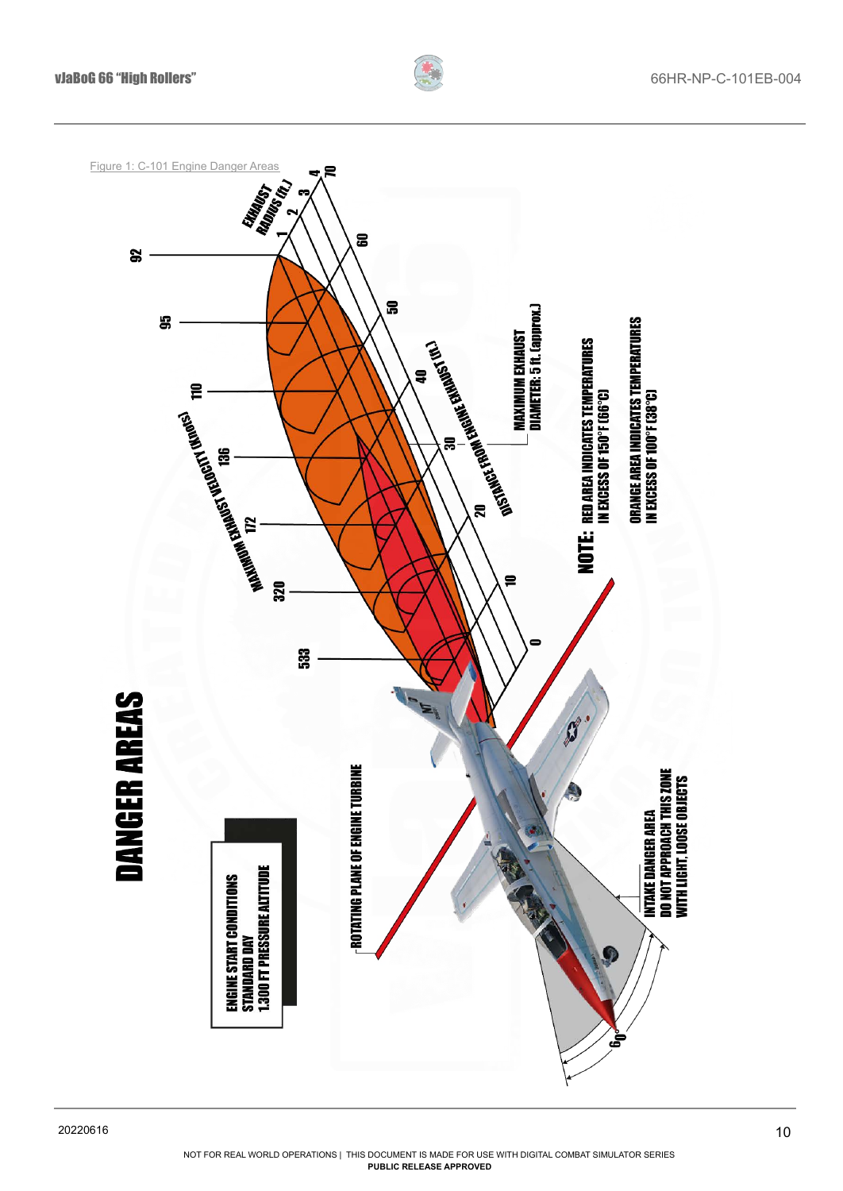Figure 1: C-101 Engine Danger Areas

# DANGER AREAS

ENGINE START CONDITIONS
STANDARD DAY
1.300 FT PRESSURE ALTITUDE

EXHAUST RADIUS (ft.)
1 2 3 4

MAXIMUM EXHAUST VELOCITY (Knots)
92, 95, 110, 136, 172, 320, 533

DISTANCE FROM ENGINE EXHAUST (ft.)
0, 10, 20, 30, 40, 50, 60, 70

MAXIMUM EXHAUST DIAMETER: 5 ft. (approx.)

**NOTE:** RED AREA INDICATES TEMPERATURES IN EXCESS OF 150°F (66°C)

ORANGE AREA INDICATES TEMPERATURES IN EXCESS OF 100°F (38°C)

ROTATING PLANE OF ENGINE TURBINE

INTAKE DANGER AREA
DO NOT APPROACH THIS ZONE WITH LIGHT, LOOSE OBJECTS

60°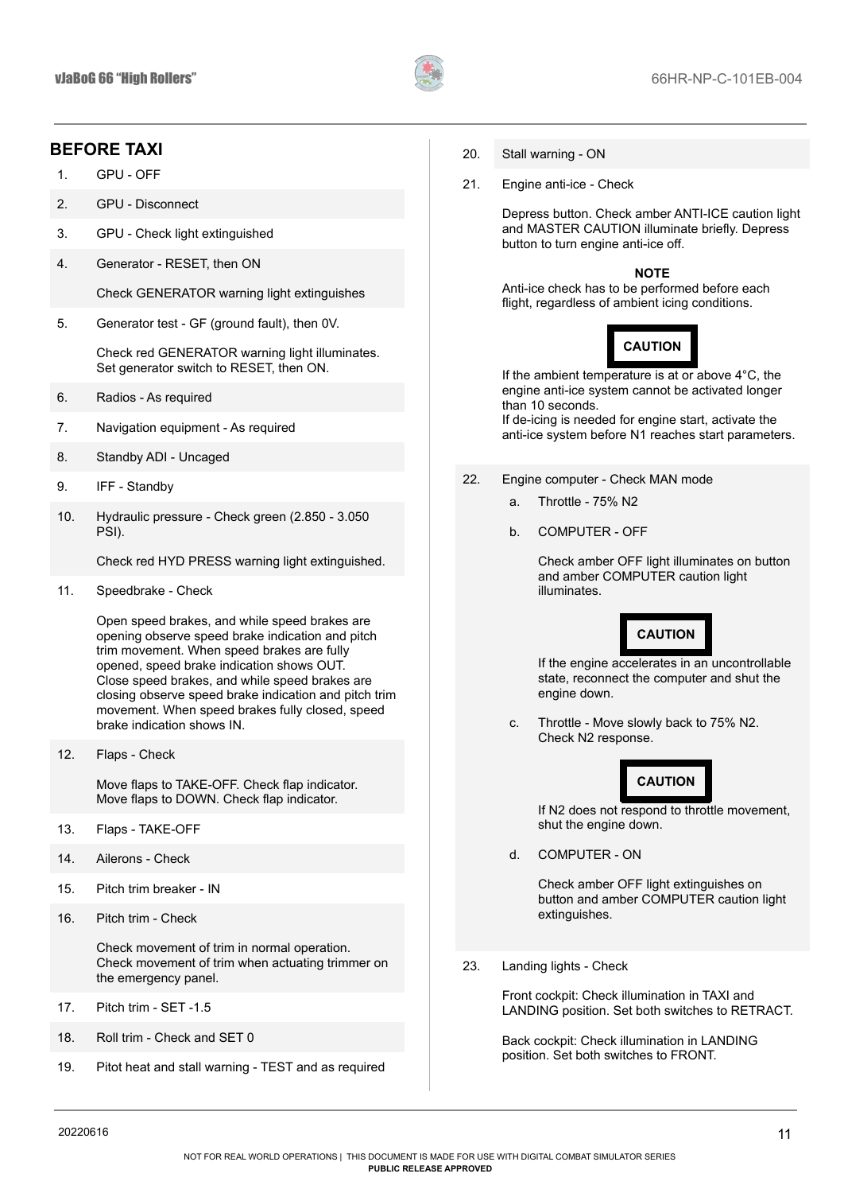## BEFORE TAXI

1. GPU - OFF
2. GPU - Disconnect
3. GPU - Check light extinguished
4. Generator - RESET, then ON

   Check GENERATOR warning light extinguishes
5. Generator test - GF (ground fault), then 0V.

   Check red GENERATOR warning light illuminates. Set generator switch to RESET, then ON.
6. Radios - As required
7. Navigation equipment - As required
8. Standby ADI - Uncaged
9. IFF - Standby
10. Hydraulic pressure - Check green (2.850 - 3.050 PSI).

    Check red HYD PRESS warning light extinguished.
11. Speedbrake - Check

    Open speed brakes, and while speed brakes are opening observe speed brake indication and pitch trim movement. When speed brakes are fully opened, speed brake indication shows OUT. Close speed brakes, and while speed brakes are closing observe speed brake indication and pitch trim movement. When speed brakes fully closed, speed brake indication shows IN.
12. Flaps - Check

    Move flaps to TAKE-OFF. Check flap indicator. Move flaps to DOWN. Check flap indicator.
13. Flaps - TAKE-OFF
14. Ailerons - Check
15. Pitch trim breaker - IN
16. Pitch trim - Check

    Check movement of trim in normal operation. Check movement of trim when actuating trimmer on the emergency panel.
17. Pitch trim - SET -1.5
18. Roll trim - Check and SET 0
19. Pitot heat and stall warning - TEST and as required
20. Stall warning - ON
21. Engine anti-ice - Check

    Depress button. Check amber ANTI-ICE caution light and MASTER CAUTION illuminate briefly. Depress button to turn engine anti-ice off.

    **NOTE**

    Anti-ice check has to be performed before each flight, regardless of ambient icing conditions.

    **CAUTION**

    If the ambient temperature is at or above 4°C, the engine anti-ice system cannot be activated longer than 10 seconds.
    If de-icing is needed for engine start, activate the anti-ice system before N1 reaches start parameters.
22. Engine computer - Check MAN mode
    a. Throttle - 75% N2
    b. COMPUTER - OFF

       Check amber OFF light illuminates on button and amber COMPUTER caution light illuminates.

       **CAUTION**

       If the engine accelerates in an uncontrollable state, reconnect the computer and shut the engine down.
    c. Throttle - Move slowly back to 75% N2. Check N2 response.

       **CAUTION**

       If N2 does not respond to throttle movement, shut the engine down.
    d. COMPUTER - ON

       Check amber OFF light extinguishes on button and amber COMPUTER caution light extinguishes.
23. Landing lights - Check

    Front cockpit: Check illumination in TAXI and LANDING position. Set both switches to RETRACT.

    Back cockpit: Check illumination in LANDING position. Set both switches to FRONT.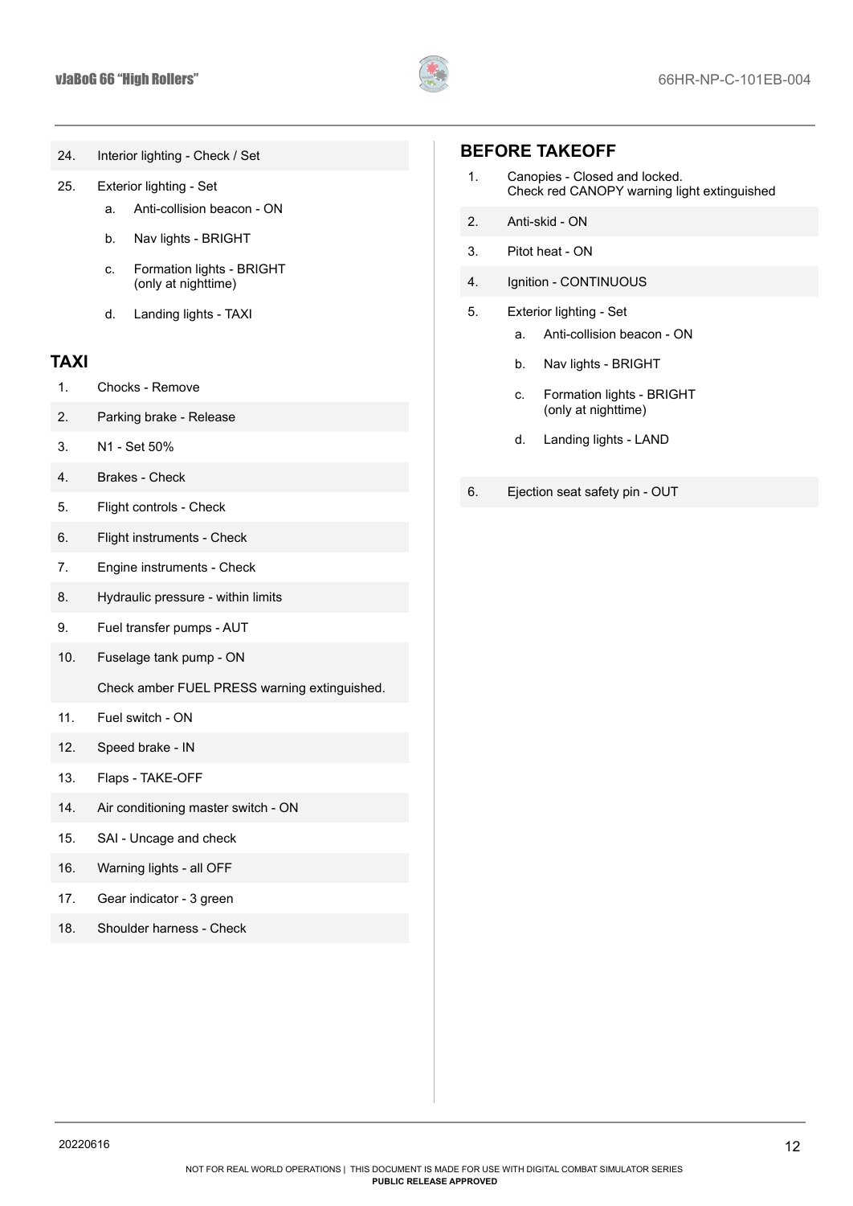24. Interior lighting - Check / Set
25. Exterior lighting - Set
    a. Anti-collision beacon - ON
    b. Nav lights - BRIGHT
    c. Formation lights - BRIGHT (only at nighttime)
    d. Landing lights - TAXI

## TAXI

1. Chocks - Remove
2. Parking brake - Release
3. N1 - Set 50%
4. Brakes - Check
5. Flight controls - Check
6. Flight instruments - Check
7. Engine instruments - Check
8. Hydraulic pressure - within limits
9. Fuel transfer pumps - AUT
10. Fuselage tank pump - ON

    Check amber FUEL PRESS warning extinguished.
11. Fuel switch - ON
12. Speed brake - IN
13. Flaps - TAKE-OFF
14. Air conditioning master switch - ON
15. SAI - Uncage and check
16. Warning lights - all OFF
17. Gear indicator - 3 green
18. Shoulder harness - Check

## BEFORE TAKEOFF

1. Canopies - Closed and locked.
   Check red CANOPY warning light extinguished
2. Anti-skid - ON
3. Pitot heat - ON
4. Ignition - CONTINUOUS
5. Exterior lighting - Set
    a. Anti-collision beacon - ON
    b. Nav lights - BRIGHT
    c. Formation lights - BRIGHT (only at nighttime)
    d. Landing lights - LAND
6. Ejection seat safety pin - OUT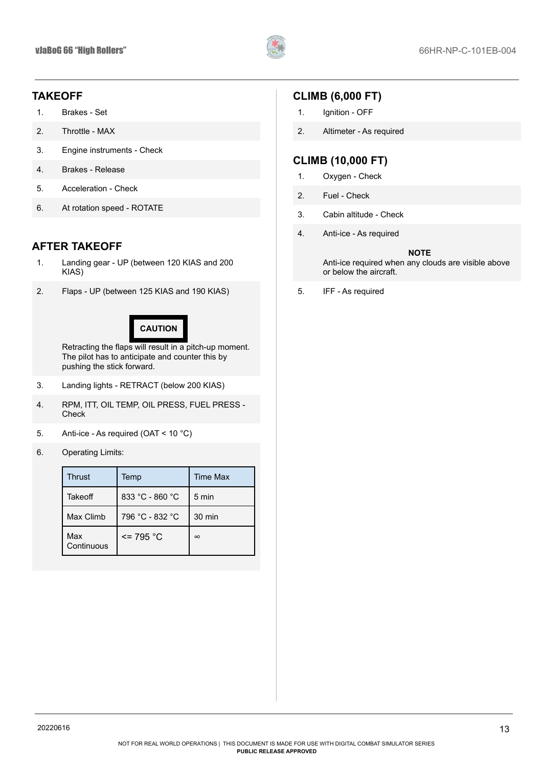## TAKEOFF

1. Brakes - Set
2. Throttle - MAX
3. Engine instruments - Check
4. Brakes - Release
5. Acceleration - Check
6. At rotation speed - ROTATE

## AFTER TAKEOFF

1. Landing gear - UP (between 120 KIAS and 200 KIAS)
2. Flaps - UP (between 125 KIAS and 190 KIAS)

   **CAUTION**

   Retracting the flaps will result in a pitch-up moment. The pilot has to anticipate and counter this by pushing the stick forward.

3. Landing lights - RETRACT (below 200 KIAS)
4. RPM, ITT, OIL TEMP, OIL PRESS, FUEL PRESS - Check
5. Anti-ice - As required (OAT < 10 °C)
6. Operating Limits:

| Thrust | Temp | Time Max |
|---|---|---|
| Takeoff | 833 °C - 860 °C | 5 min |
| Max Climb | 796 °C - 832 °C | 30 min |
| Max Continuous | <= 795 °C | ∞ |

## CLIMB (6,000 FT)

1. Ignition - OFF
2. Altimeter - As required

## CLIMB (10,000 FT)

1. Oxygen - Check
2. Fuel - Check
3. Cabin altitude - Check
4. Anti-ice - As required

   **NOTE**

   Anti-ice required when any clouds are visible above or below the aircraft.

5. IFF - As required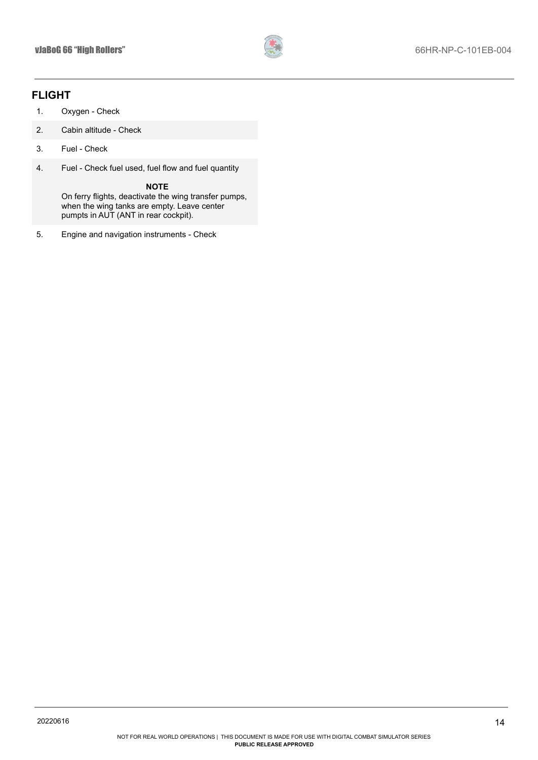## FLIGHT

1. Oxygen - Check
2. Cabin altitude - Check
3. Fuel - Check
4. Fuel - Check fuel used, fuel flow and fuel quantity

   **NOTE**

   On ferry flights, deactivate the wing transfer pumps, when the wing tanks are empty. Leave center pumpts in AUT (ANT in rear cockpit).

5. Engine and navigation instruments - Check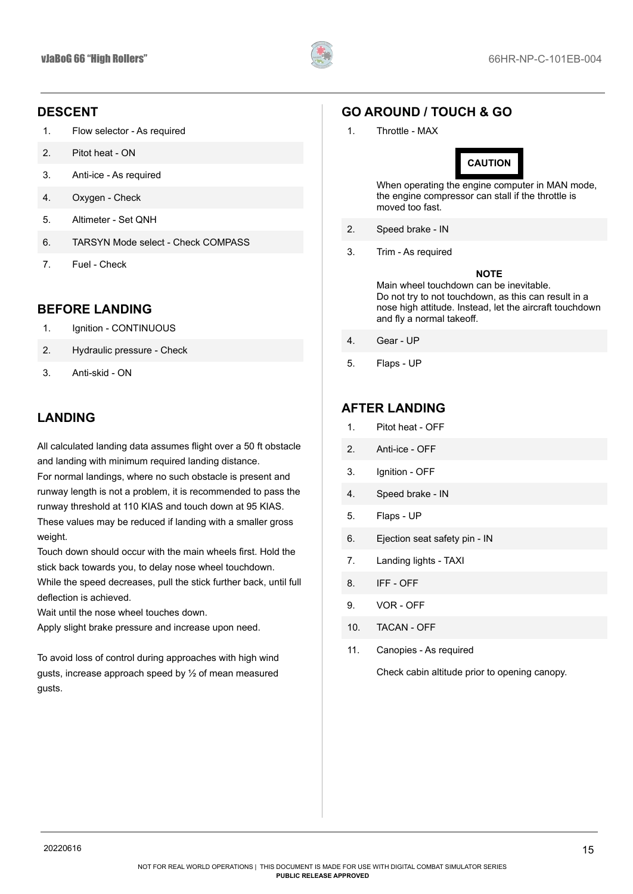## DESCENT

1. Flow selector - As required
2. Pitot heat - ON
3. Anti-ice - As required
4. Oxygen - Check
5. Altimeter - Set QNH
6. TARSYN Mode select - Check COMPASS
7. Fuel - Check

## BEFORE LANDING

1. Ignition - CONTINUOUS
2. Hydraulic pressure - Check
3. Anti-skid - ON

## LANDING

All calculated landing data assumes flight over a 50 ft obstacle and landing with minimum required landing distance.
For normal landings, where no such obstacle is present and runway length is not a problem, it is recommended to pass the runway threshold at 110 KIAS and touch down at 95 KIAS. These values may be reduced if landing with a smaller gross weight.
Touch down should occur with the main wheels first. Hold the stick back towards you, to delay nose wheel touchdown.
While the speed decreases, pull the stick further back, until full deflection is achieved.
Wait until the nose wheel touches down.
Apply slight brake pressure and increase upon need.

To avoid loss of control during approaches with high wind gusts, increase approach speed by ½ of mean measured gusts.

## GO AROUND / TOUCH & GO

1. Throttle - MAX

**CAUTION**

When operating the engine computer in MAN mode, the engine compressor can stall if the throttle is moved too fast.

2. Speed brake - IN
3. Trim - As required

**NOTE**
Main wheel touchdown can be inevitable.
Do not try to not touchdown, as this can result in a nose high attitude. Instead, let the aircraft touchdown and fly a normal takeoff.

4. Gear - UP
5. Flaps - UP

## AFTER LANDING

1. Pitot heat - OFF
2. Anti-ice - OFF
3. Ignition - OFF
4. Speed brake - IN
5. Flaps - UP
6. Ejection seat safety pin - IN
7. Landing lights - TAXI
8. IFF - OFF
9. VOR - OFF
10. TACAN - OFF
11. Canopies - As required

    Check cabin altitude prior to opening canopy.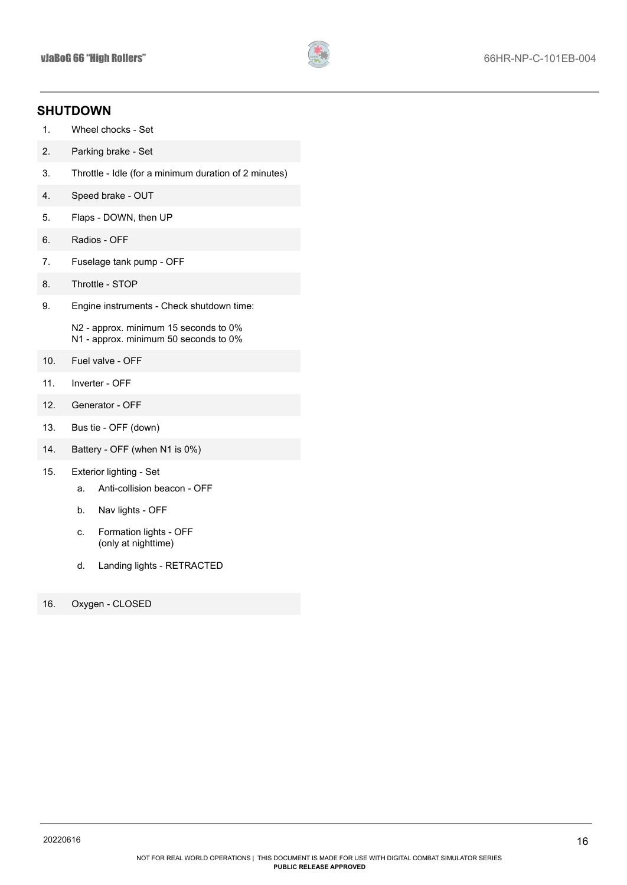## SHUTDOWN

1. Wheel chocks - Set
2. Parking brake - Set
3. Throttle - Idle (for a minimum duration of 2 minutes)
4. Speed brake - OUT
5. Flaps - DOWN, then UP
6. Radios - OFF
7. Fuselage tank pump - OFF
8. Throttle - STOP
9. Engine instruments - Check shutdown time:

   N2 - approx. minimum 15 seconds to 0%
   N1 - approx. minimum 50 seconds to 0%

10. Fuel valve - OFF
11. Inverter - OFF
12. Generator - OFF
13. Bus tie - OFF (down)
14. Battery - OFF (when N1 is 0%)
15. Exterior lighting - Set
    a. Anti-collision beacon - OFF
    b. Nav lights - OFF
    c. Formation lights - OFF (only at nighttime)
    d. Landing lights - RETRACTED
16. Oxygen - CLOSED